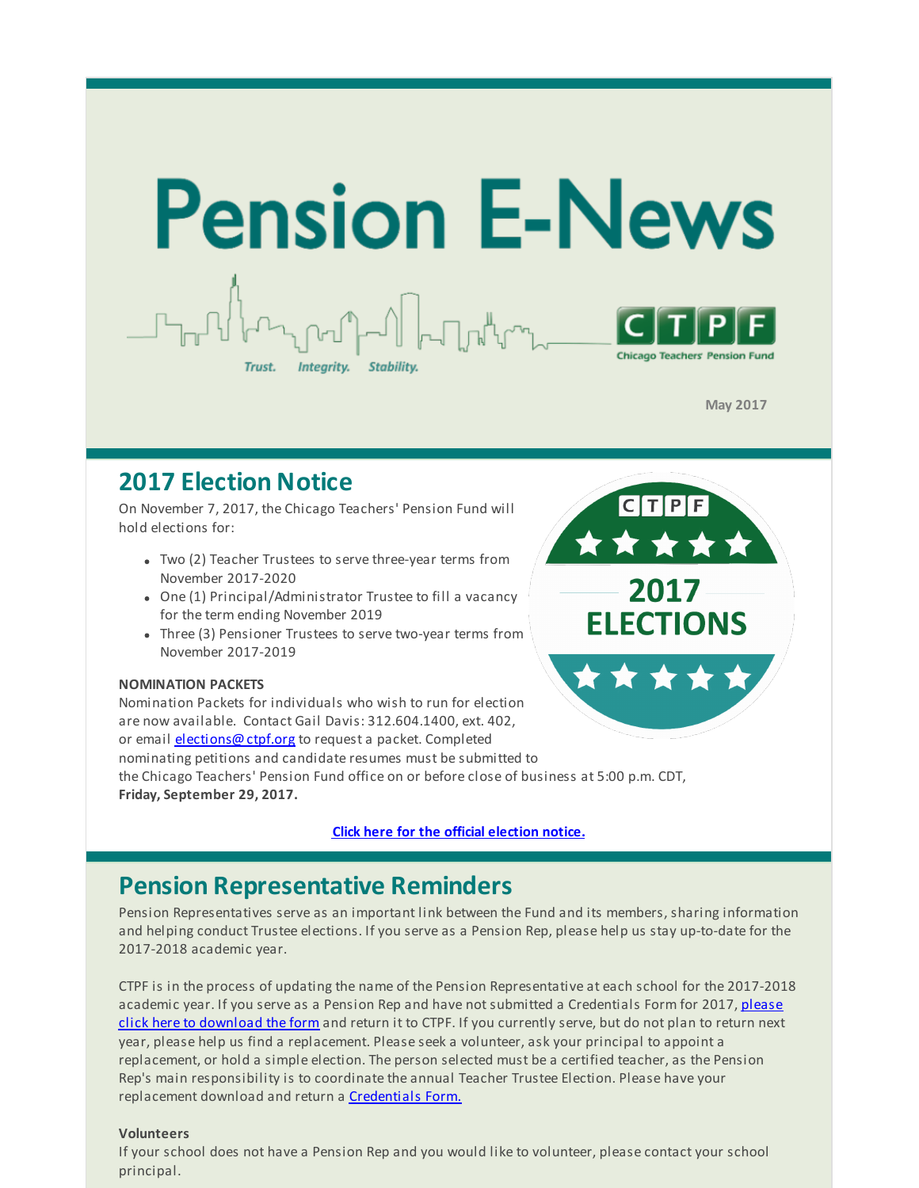# Pension E-News

Trust. Integrity. Stability.

CTPF Chicago Teachers' Pension Fund

May 2017

## 2017 Election Notice

On November 7, 2017, the Chicago Teachers' Pension Fund will hold elections for:

- Two (2) Teacher Trustees to serve three-year terms from November 2017-2020
- One (1) Principal/Administrator Trustee to fill a vacancy for the term ending November 2019
- Three (3) Pensioner Trustees to serve two-year terms from November 2017-2019

**NOMINATION PACKETS**

Nomination Packets for individuals who wish to run for election are now available. Contact Gail Davis: 312.604.1400, ext. 402, or email elections@ctpf.org to request a packet. Completed nominating petitions and candidate resumes must be submitted to the Chicago Teachers' Pension Fund office on or before close of business at 5:00 p.m. CDT, **Friday, September 29, 2017.**

**Click here for the official election notice.**

## Pension Representative Reminders

Pension Representatives serve as an important link between the Fund and its members, sharing information and helping conduct Trustee elections. If you serve as a Pension Rep, please help us stay up-to-date for the 2017-2018 academic year.

CTPF is in the process of updating the name of the Pension Representative at each school for the 2017-2018 academic year. If you serve as a Pension Rep and have not submitted a Credentials Form for 2017, please click here to download the form and return it to CTPF. If you currently serve, but do not plan to return next year, please help us find a replacement. Please seek a volunteer, ask your principal to appoint a replacement, or hold a simple election. The person selected must be a certified teacher, as the Pension Rep's main responsibility is to coordinate the annual Teacher Trustee Election. Please have your replacement download and return a Credentials Form.

**Volunteers**

If your school does not have a Pension Rep and you would like to volunteer, please contact your school principal.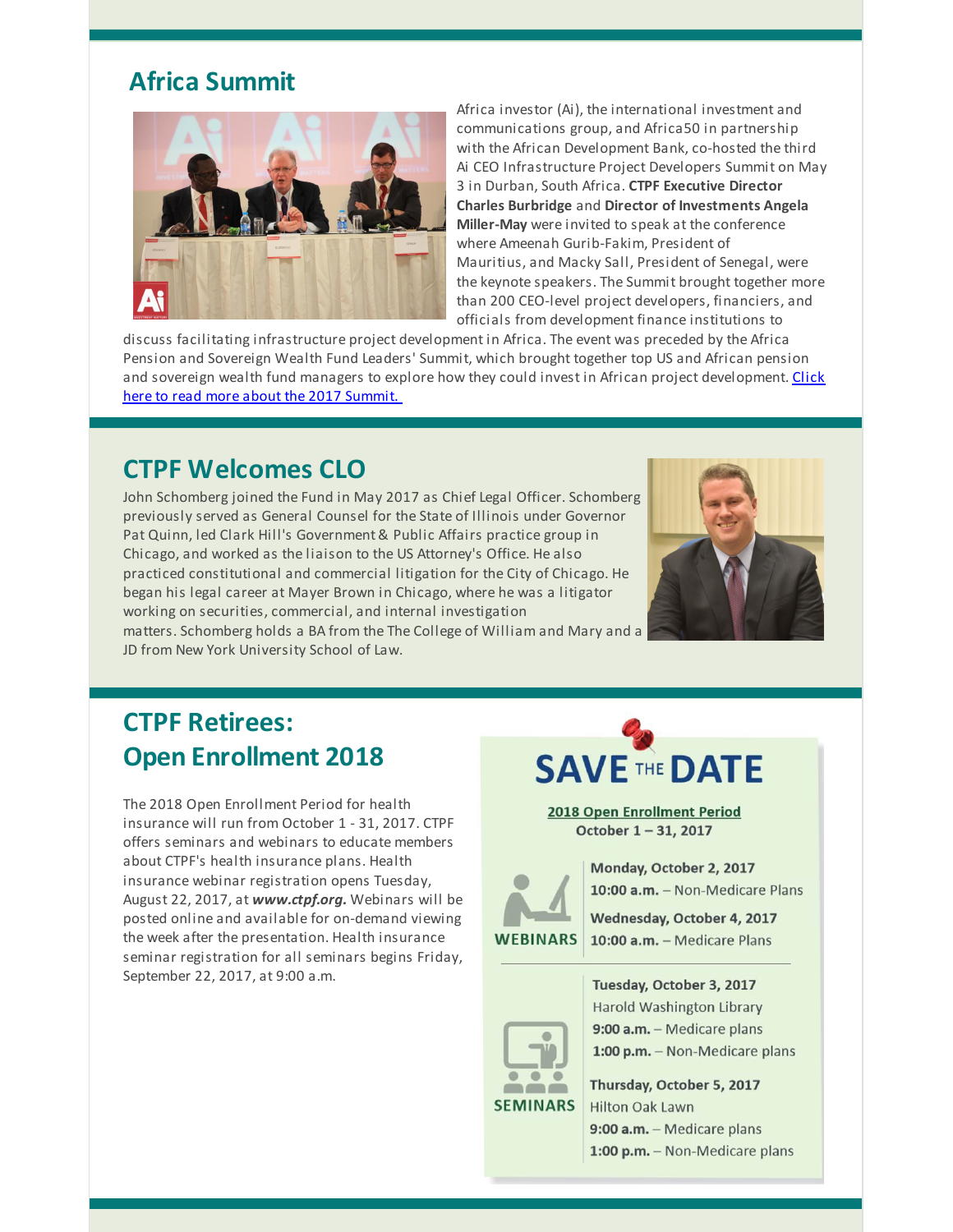## Africa Summit

Africa investor (Ai), the international investment and communications group, and Africa50 in partnership with the African Development Bank, co-hosted the third Ai CEO Infrastructure Project Developers Summit on May 3 in Durban, South Africa. **CTPF Executive Director Charles Burbridge** and **Director of Investments Angela Miller-May** were invited to speak at the conference where Ameenah Gurib-Fakim, President of Mauritius, and Macky Sall, President of Senegal, were the keynote speakers. The Summit brought together more than 200 CEO-level project developers, financiers, and officials from development finance institutions to discuss facilitating infrastructure project development in Africa. The event was preceded by the Africa Pension and Sovereign Wealth Fund Leaders' Summit, which brought together top US and African pension and sovereign wealth fund managers to explore how they could invest in African project development. Click here to read more about the 2017 Summit.

## CTPF Welcomes CLO

John Schomberg joined the Fund in May 2017 as Chief Legal Officer. Schomberg previously served as General Counsel for the State of Illinois under Governor Pat Quinn, led Clark Hill's Government & Public Affairs practice group in Chicago, and worked as the liaison to the US Attorney's Office. He also practiced constitutional and commercial litigation for the City of Chicago. He began his legal career at Mayer Brown in Chicago, where he was a litigator working on securities, commercial, and internal investigation matters. Schomberg holds a BA from the The College of William and Mary and a JD from New York University School of Law.

## CTPF Retirees: Open Enrollment 2018

The 2018 Open Enrollment Period for health insurance will run from October 1 - 31, 2017. CTPF offers seminars and webinars to educate members about CTPF's health insurance plans. Health insurance webinar registration opens Tuesday, August 22, 2017, at ***www.ctpf.org.*** Webinars will be posted online and available for on-demand viewing the week after the presentation. Health insurance seminar registration for all seminars begins Friday, September 22, 2017, at 9:00 a.m.

### SAVE THE DATE

**2018 Open Enrollment Period**
**October 1 – 31, 2017**

**WEBINARS**

**Monday, October 2, 2017**
**10:00 a.m.** – Non-Medicare Plans

**Wednesday, October 4, 2017**
**10:00 a.m.** – Medicare Plans

**SEMINARS**

**Tuesday, October 3, 2017**
Harold Washington Library
**9:00 a.m.** – Medicare plans
**1:00 p.m.** – Non-Medicare plans

**Thursday, October 5, 2017**
Hilton Oak Lawn
**9:00 a.m.** – Medicare plans
**1:00 p.m.** – Non-Medicare plans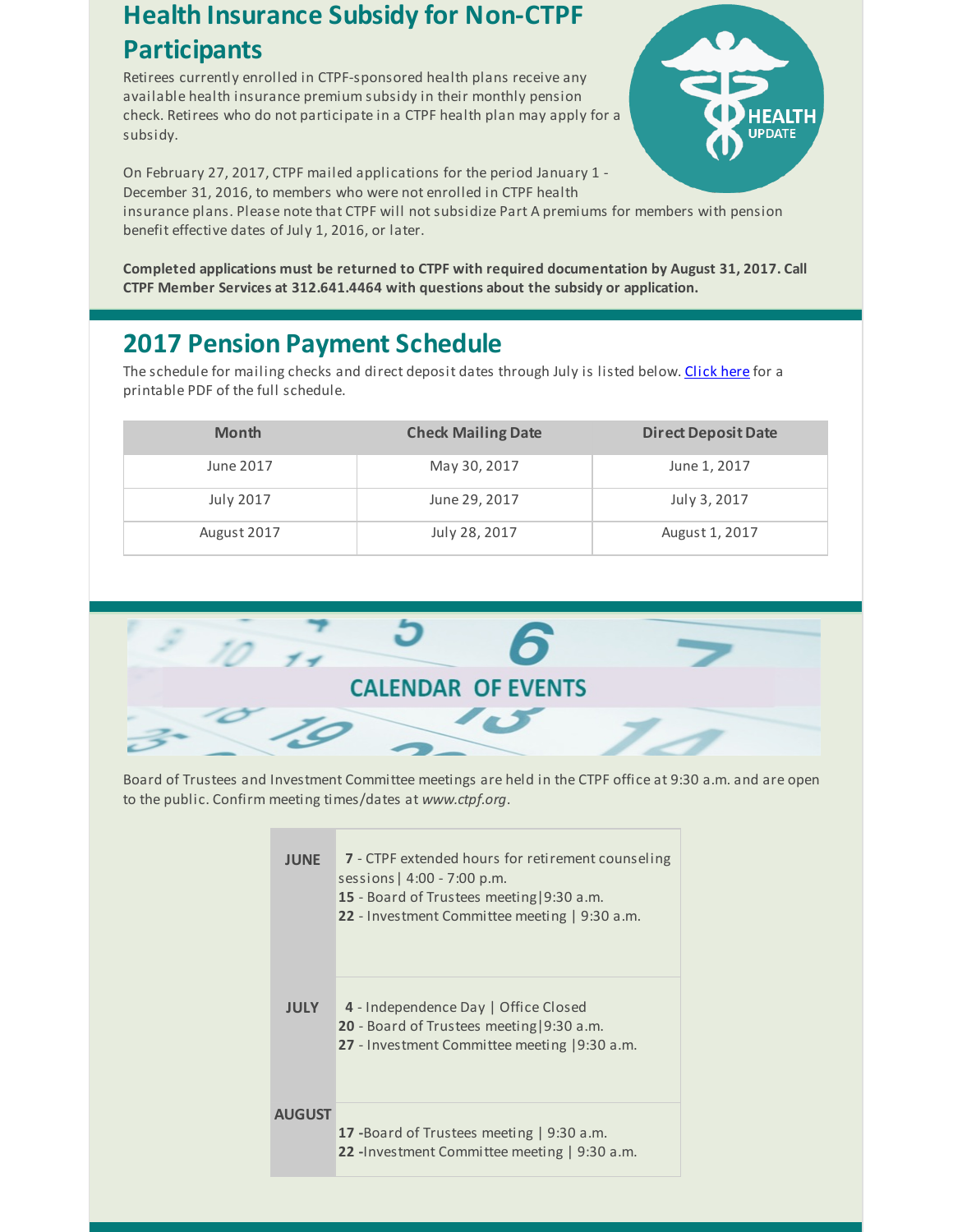## Health Insurance Subsidy for Non-CTPF Participants

Retirees currently enrolled in CTPF-sponsored health plans receive any available health insurance premium subsidy in their monthly pension check. Retirees who do not participate in a CTPF health plan may apply for a subsidy.

On February 27, 2017, CTPF mailed applications for the period January 1 - December 31, 2016, to members who were not enrolled in CTPF health insurance plans. Please note that CTPF will not subsidize Part A premiums for members with pension benefit effective dates of July 1, 2016, or later.

**Completed applications must be returned to CTPF with required documentation by August 31, 2017. Call CTPF Member Services at 312.641.4464 with questions about the subsidy or application.**

## 2017 Pension Payment Schedule

The schedule for mailing checks and direct deposit dates through July is listed below. Click here for a printable PDF of the full schedule.

| Month | Check Mailing Date | Direct Deposit Date |
|---|---|---|
| June 2017 | May 30, 2017 | June 1, 2017 |
| July 2017 | June 29, 2017 | July 3, 2017 |
| August 2017 | July 28, 2017 | August 1, 2017 |

## CALENDAR OF EVENTS

Board of Trustees and Investment Committee meetings are held in the CTPF office at 9:30 a.m. and are open to the public. Confirm meeting times/dates at *www.ctpf.org*.

| Month | Events |
|---|---|
| **JUNE** | **7** - CTPF extended hours for retirement counseling sessions \| 4:00 - 7:00 p.m.<br>**15** - Board of Trustees meeting \| 9:30 a.m.<br>**22** - Investment Committee meeting \| 9:30 a.m. |
| **JULY** | **4** - Independence Day \| Office Closed<br>**20** - Board of Trustees meeting \| 9:30 a.m.<br>**27** - Investment Committee meeting \| 9:30 a.m. |
| **AUGUST** | **17** - Board of Trustees meeting \| 9:30 a.m.<br>**22** - Investment Committee meeting \| 9:30 a.m. |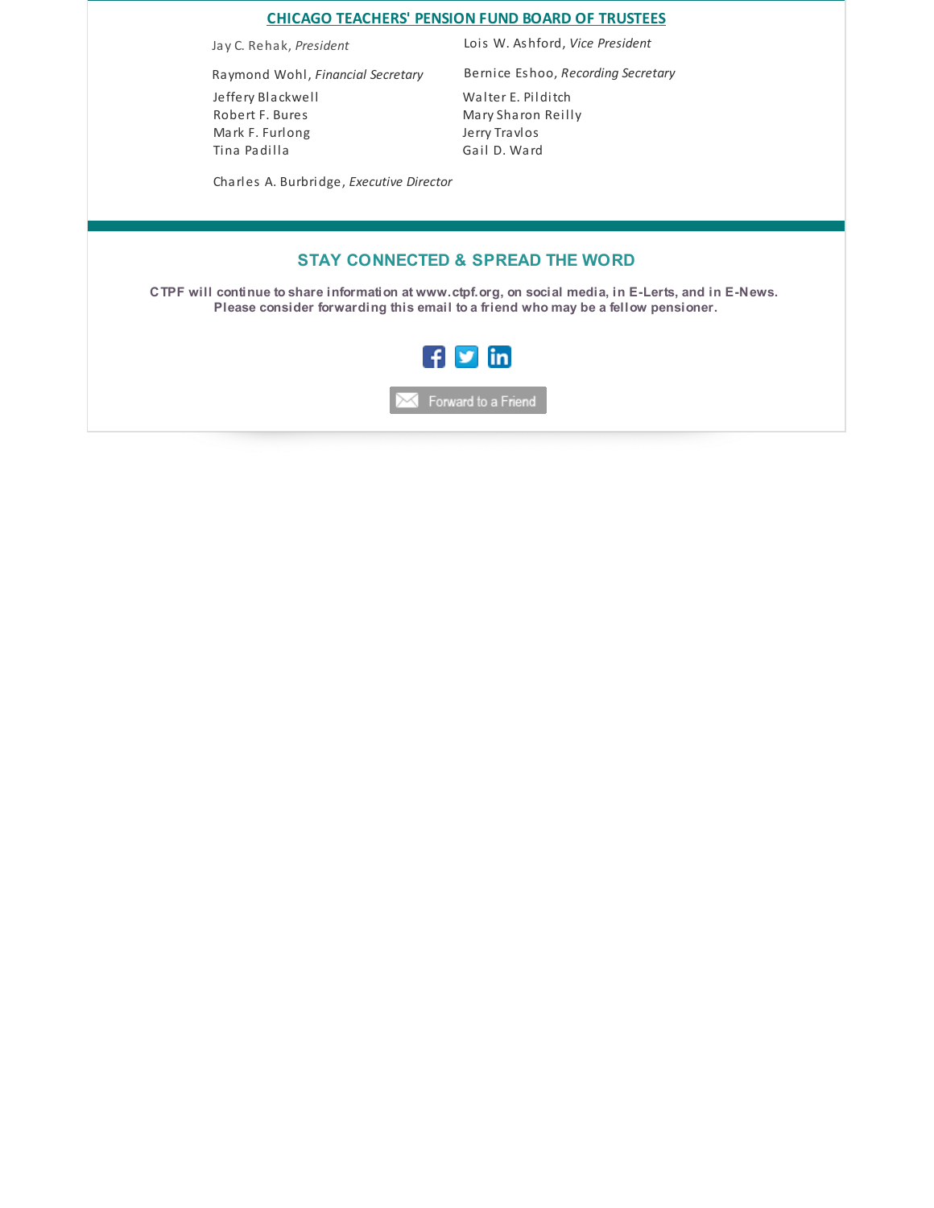## CHICAGO TEACHERS' PENSION FUND BOARD OF TRUSTEES

Jay C. Rehak, *President*

Lois W. Ashford, *Vice President*

Raymond Wohl, *Financial Secretary*

Bernice Eshoo, *Recording Secretary*

Jeffery Blackwell
Robert F. Bures
Mark F. Furlong
Tina Padilla

Walter E. Pilditch
Mary Sharon Reilly
Jerry Travlos
Gail D. Ward

Charles A. Burbridge, *Executive Director*

## STAY CONNECTED & SPREAD THE WORD

**CTPF will continue to share information at www.ctpf.org, on social media, in E-Lerts, and in E-News. Please consider forwarding this email to a friend who may be a fellow pensioner.**

Forward to a Friend